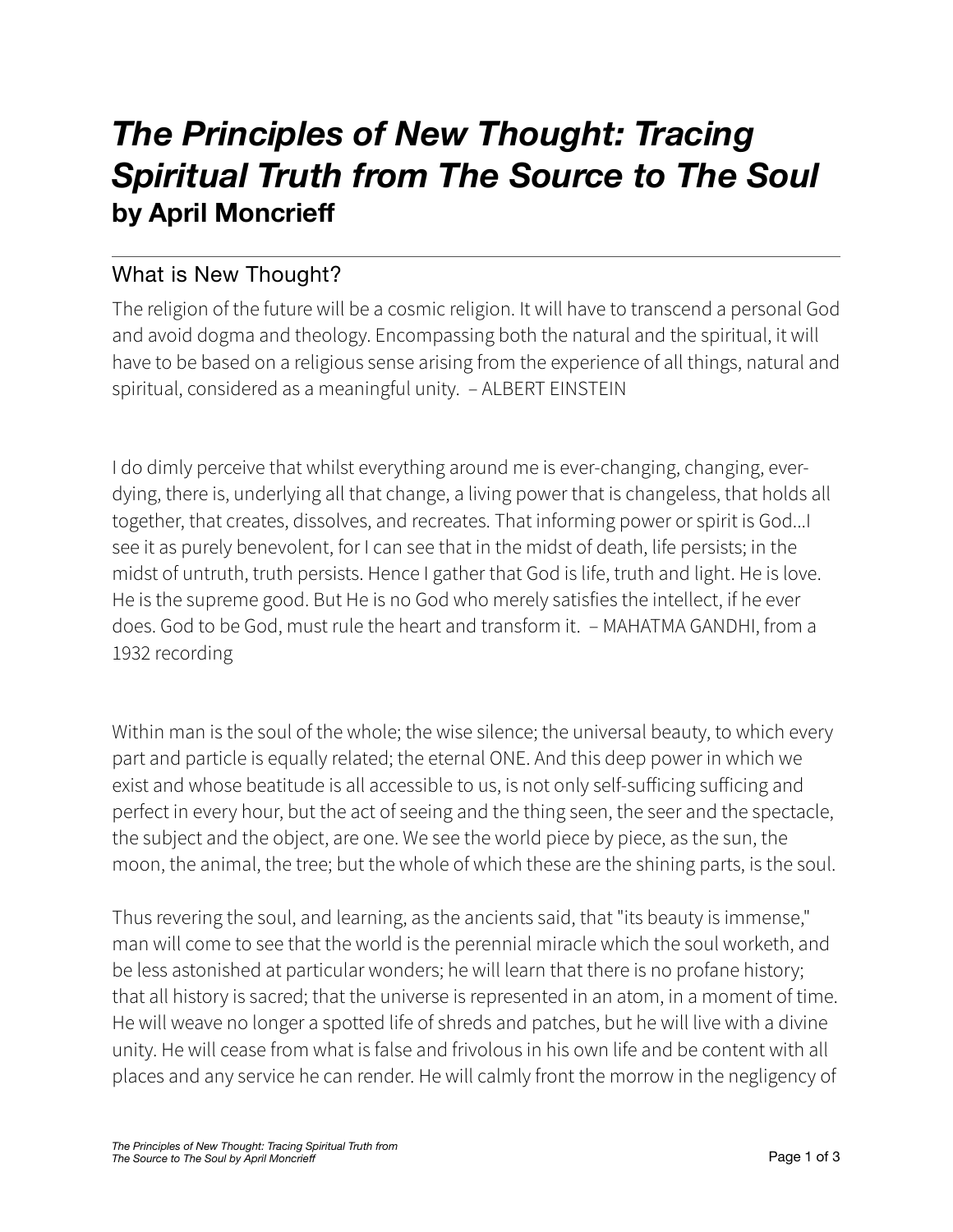# *The Principles of New Thought: Tracing Spiritual Truth from The Source to The Soul*

**by April Moncrieff**

---

## What is New Thought?

The religion of the future will be a cosmic religion. It will have to transcend a personal God and avoid dogma and theology. Encompassing both the natural and the spiritual, it will have to be based on a religious sense arising from the experience of all things, natural and spiritual, considered as a meaningful unity. – ALBERT EINSTEIN

I do dimly perceive that whilst everything around me is ever-changing, changing, ever-dying, there is, underlying all that change, a living power that is changeless, that holds all together, that creates, dissolves, and recreates. That informing power or spirit is God...I see it as purely benevolent, for I can see that in the midst of death, life persists; in the midst of untruth, truth persists. Hence I gather that God is life, truth and light. He is love. He is the supreme good. But He is no God who merely satisfies the intellect, if he ever does. God to be God, must rule the heart and transform it. – MAHATMA GANDHI, from a 1932 recording

Within man is the soul of the whole; the wise silence; the universal beauty, to which every part and particle is equally related; the eternal ONE. And this deep power in which we exist and whose beatitude is all accessible to us, is not only self-sufficing sufficing and perfect in every hour, but the act of seeing and the thing seen, the seer and the spectacle, the subject and the object, are one. We see the world piece by piece, as the sun, the moon, the animal, the tree; but the whole of which these are the shining parts, is the soul.

Thus revering the soul, and learning, as the ancients said, that "its beauty is immense," man will come to see that the world is the perennial miracle which the soul worketh, and be less astonished at particular wonders; he will learn that there is no profane history; that all history is sacred; that the universe is represented in an atom, in a moment of time. He will weave no longer a spotted life of shreds and patches, but he will live with a divine unity. He will cease from what is false and frivolous in his own life and be content with all places and any service he can render. He will calmly front the morrow in the negligency of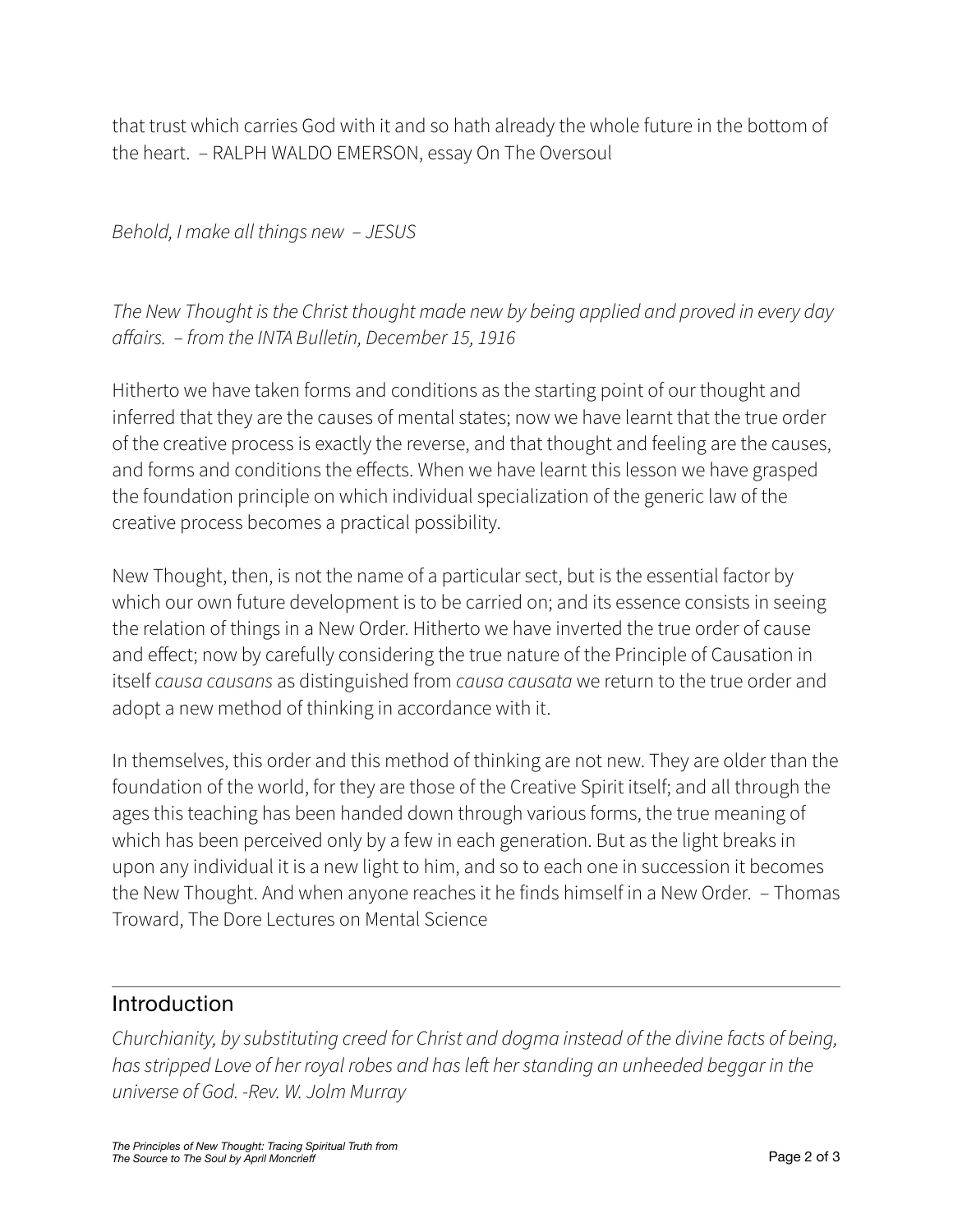that trust which carries God with it and so hath already the whole future in the bottom of the heart. – RALPH WALDO EMERSON, essay On The Oversoul

*Behold, I make all things new – JESUS*

*The New Thought is the Christ thought made new by being applied and proved in every day affairs. – from the INTA Bulletin, December 15, 1916*

Hitherto we have taken forms and conditions as the starting point of our thought and inferred that they are the causes of mental states; now we have learnt that the true order of the creative process is exactly the reverse, and that thought and feeling are the causes, and forms and conditions the effects. When we have learnt this lesson we have grasped the foundation principle on which individual specialization of the generic law of the creative process becomes a practical possibility.

New Thought, then, is not the name of a particular sect, but is the essential factor by which our own future development is to be carried on; and its essence consists in seeing the relation of things in a New Order. Hitherto we have inverted the true order of cause and effect; now by carefully considering the true nature of the Principle of Causation in itself *causa causans* as distinguished from *causa causata* we return to the true order and adopt a new method of thinking in accordance with it.

In themselves, this order and this method of thinking are not new. They are older than the foundation of the world, for they are those of the Creative Spirit itself; and all through the ages this teaching has been handed down through various forms, the true meaning of which has been perceived only by a few in each generation. But as the light breaks in upon any individual it is a new light to him, and so to each one in succession it becomes the New Thought. And when anyone reaches it he finds himself in a New Order. – Thomas Troward, The Dore Lectures on Mental Science

---

## Introduction

*Churchianity, by substituting creed for Christ and dogma instead of the divine facts of being, has stripped Love of her royal robes and has left her standing an unheeded beggar in the universe of God. -Rev. W. Jolm Murray*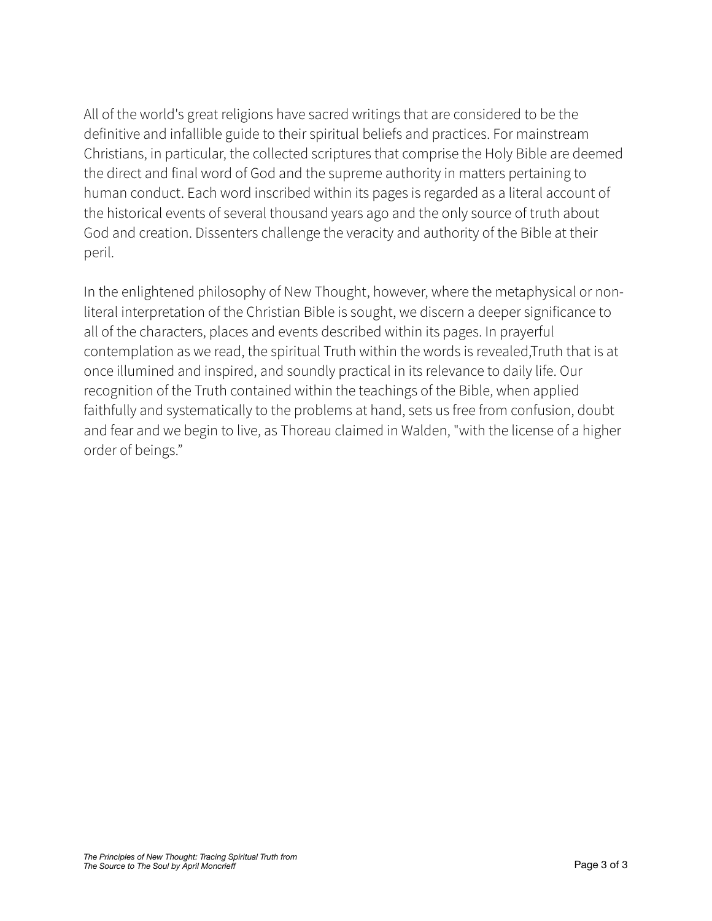All of the world's great religions have sacred writings that are considered to be the definitive and infallible guide to their spiritual beliefs and practices. For mainstream Christians, in particular, the collected scriptures that comprise the Holy Bible are deemed the direct and final word of God and the supreme authority in matters pertaining to human conduct. Each word inscribed within its pages is regarded as a literal account of the historical events of several thousand years ago and the only source of truth about God and creation. Dissenters challenge the veracity and authority of the Bible at their peril.

In the enlightened philosophy of New Thought, however, where the metaphysical or non-literal interpretation of the Christian Bible is sought, we discern a deeper significance to all of the characters, places and events described within its pages. In prayerful contemplation as we read, the spiritual Truth within the words is revealed,Truth that is at once illumined and inspired, and soundly practical in its relevance to daily life. Our recognition of the Truth contained within the teachings of the Bible, when applied faithfully and systematically to the problems at hand, sets us free from confusion, doubt and fear and we begin to live, as Thoreau claimed in Walden, "with the license of a higher order of beings."